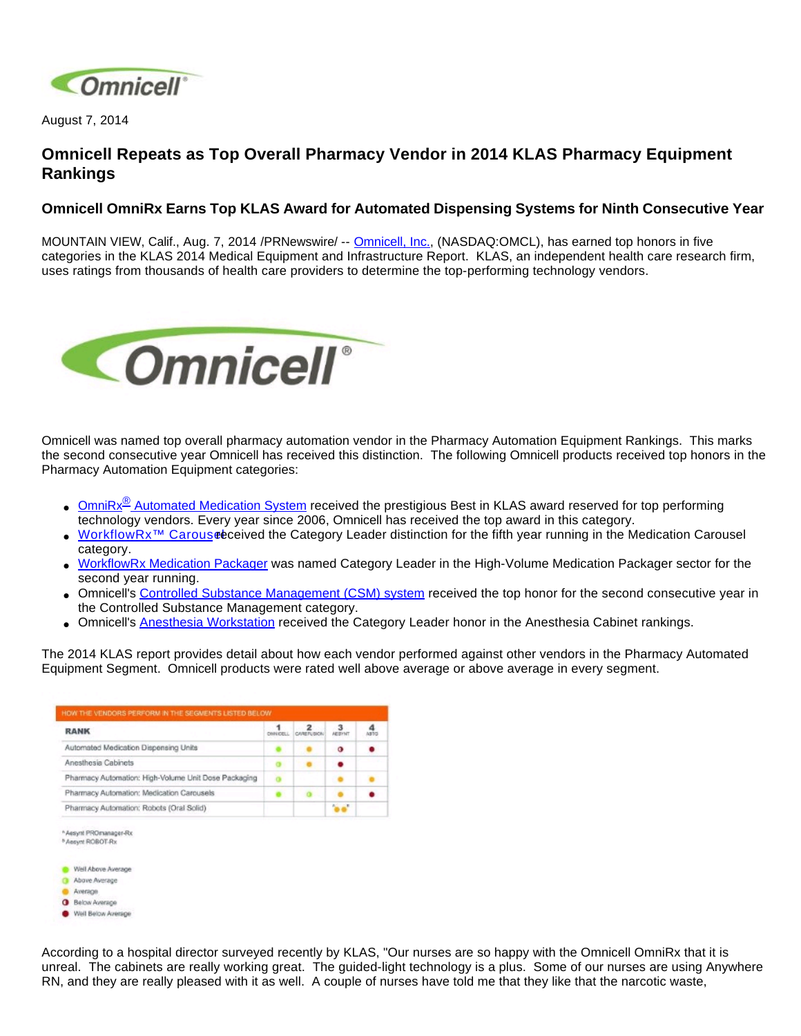August 7, 2014

# Omnicell Repeats as Top Overall Pharmacy Vendor in 2014 KLAS Pharmacy Equipment Rankings

## Omnicell OmniRx Earns Top KLAS Award for Automated Dispensing Systems for Ninth Consecutive Year

MOUNTAIN VIEW, Calif., Aug. 7, 2014 /PRNewswire/ -- Omnicell, Inc., (NASDAQ:OMCL), has earned top honors in five categories in the KLAS 2014 Medical Equipment and Infrastructure Report. KLAS, an independent health care research firm, uses ratings from thousands of health care providers to determine the top-performing technology vendors.

Omnicell was named top overall pharmacy automation vendor in the Pharmacy Automation Equipment Rankings. This marks the second consecutive year Omnicell has received this distinction. The following Omnicell products received top honors in the Pharmacy Automation Equipment categories:

- OmniRx® Automated Medication System received the prestigious Best in KLAS award reserved for top performing technology vendors. Every year since 2006, Omnicell has received the top award in this category.
- WorkflowRx™ Carousel received the Category Leader distinction for the fifth year running in the Medication Carousel category.
- WorkflowRx Medication Packager was named Category Leader in the High-Volume Medication Packager sector for the second year running.
- Omnicell's Controlled Substance Management (CSM) system received the top honor for the second consecutive year in the Controlled Substance Management category.
- Omnicell's Anesthesia Workstation received the Category Leader honor in the Anesthesia Cabinet rankings.

The 2014 KLAS report provides detail about how each vendor performed against other vendors in the Pharmacy Automated Equipment Segment. Omnicell products were rated well above average or above average in every segment.

HOW THE VENDORS PERFORM IN THE SEGMENTS LISTED BELOW

| RANK | 1 OMNICELL | 2 CAREFUSION | 3 AESYNT | 4 ASTO |
|---|---|---|---|---|
| Automated Medication Dispensing Units | Well Above Average | Average | Below Average | Well Below Average |
| Anesthesia Cabinets | Above Average | Average | Well Below Average | |
| Pharmacy Automation: High-Volume Unit Dose Packaging | Above Average | | Average | Average |
| Pharmacy Automation: Medication Carousels | Well Above Average | Above Average | Average | Well Below Average |
| Pharmacy Automation: Robots (Oral Solid) | | | Average[a] Average[b] | |

[a] Aesynt PROmanager-Rx
[b] Aesynt ROBOT-Rx

- Well Above Average
- Above Average
- Average
- Below Average
- Well Below Average

According to a hospital director surveyed recently by KLAS, "Our nurses are so happy with the Omnicell OmniRx that it is unreal. The cabinets are really working great. The guided-light technology is a plus. Some of our nurses are using Anywhere RN, and they are really pleased with it as well. A couple of nurses have told me that they like that the narcotic waste,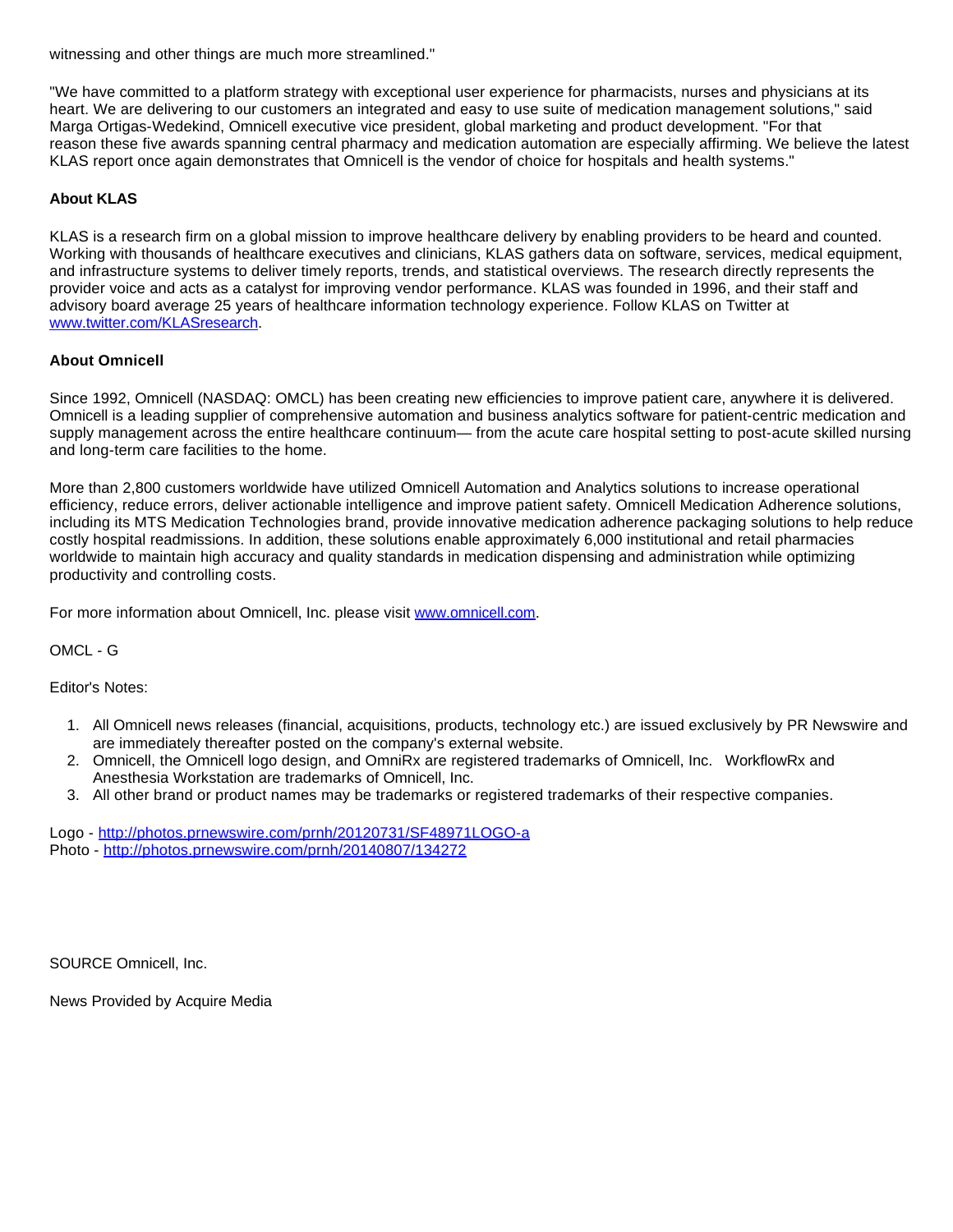witnessing and other things are much more streamlined."

"We have committed to a platform strategy with exceptional user experience for pharmacists, nurses and physicians at its heart. We are delivering to our customers an integrated and easy to use suite of medication management solutions," said Marga Ortigas-Wedekind, Omnicell executive vice president, global marketing and product development. "For that reason these five awards spanning central pharmacy and medication automation are especially affirming. We believe the latest KLAS report once again demonstrates that Omnicell is the vendor of choice for hospitals and health systems."

**About KLAS**

KLAS is a research firm on a global mission to improve healthcare delivery by enabling providers to be heard and counted. Working with thousands of healthcare executives and clinicians, KLAS gathers data on software, services, medical equipment, and infrastructure systems to deliver timely reports, trends, and statistical overviews. The research directly represents the provider voice and acts as a catalyst for improving vendor performance. KLAS was founded in 1996, and their staff and advisory board average 25 years of healthcare information technology experience. Follow KLAS on Twitter at [www.twitter.com/KLASresearch](www.twitter.com/KLASresearch).

**About Omnicell**

Since 1992, Omnicell (NASDAQ: OMCL) has been creating new efficiencies to improve patient care, anywhere it is delivered. Omnicell is a leading supplier of comprehensive automation and business analytics software for patient-centric medication and supply management across the entire healthcare continuum— from the acute care hospital setting to post-acute skilled nursing and long-term care facilities to the home.

More than 2,800 customers worldwide have utilized Omnicell Automation and Analytics solutions to increase operational efficiency, reduce errors, deliver actionable intelligence and improve patient safety. Omnicell Medication Adherence solutions, including its MTS Medication Technologies brand, provide innovative medication adherence packaging solutions to help reduce costly hospital readmissions. In addition, these solutions enable approximately 6,000 institutional and retail pharmacies worldwide to maintain high accuracy and quality standards in medication dispensing and administration while optimizing productivity and controlling costs.

For more information about Omnicell, Inc. please visit [www.omnicell.com](www.omnicell.com).

OMCL - G

Editor's Notes:

1. All Omnicell news releases (financial, acquisitions, products, technology etc.) are issued exclusively by PR Newswire and are immediately thereafter posted on the company's external website.
2. Omnicell, the Omnicell logo design, and OmniRx are registered trademarks of Omnicell, Inc. WorkflowRx and Anesthesia Workstation are trademarks of Omnicell, Inc.
3. All other brand or product names may be trademarks or registered trademarks of their respective companies.

Logo - [http://photos.prnewswire.com/prnh/20120731/SF48971LOGO-a](http://photos.prnewswire.com/prnh/20120731/SF48971LOGO-a)
Photo - [http://photos.prnewswire.com/prnh/20140807/134272](http://photos.prnewswire.com/prnh/20140807/134272)

SOURCE Omnicell, Inc.

News Provided by Acquire Media